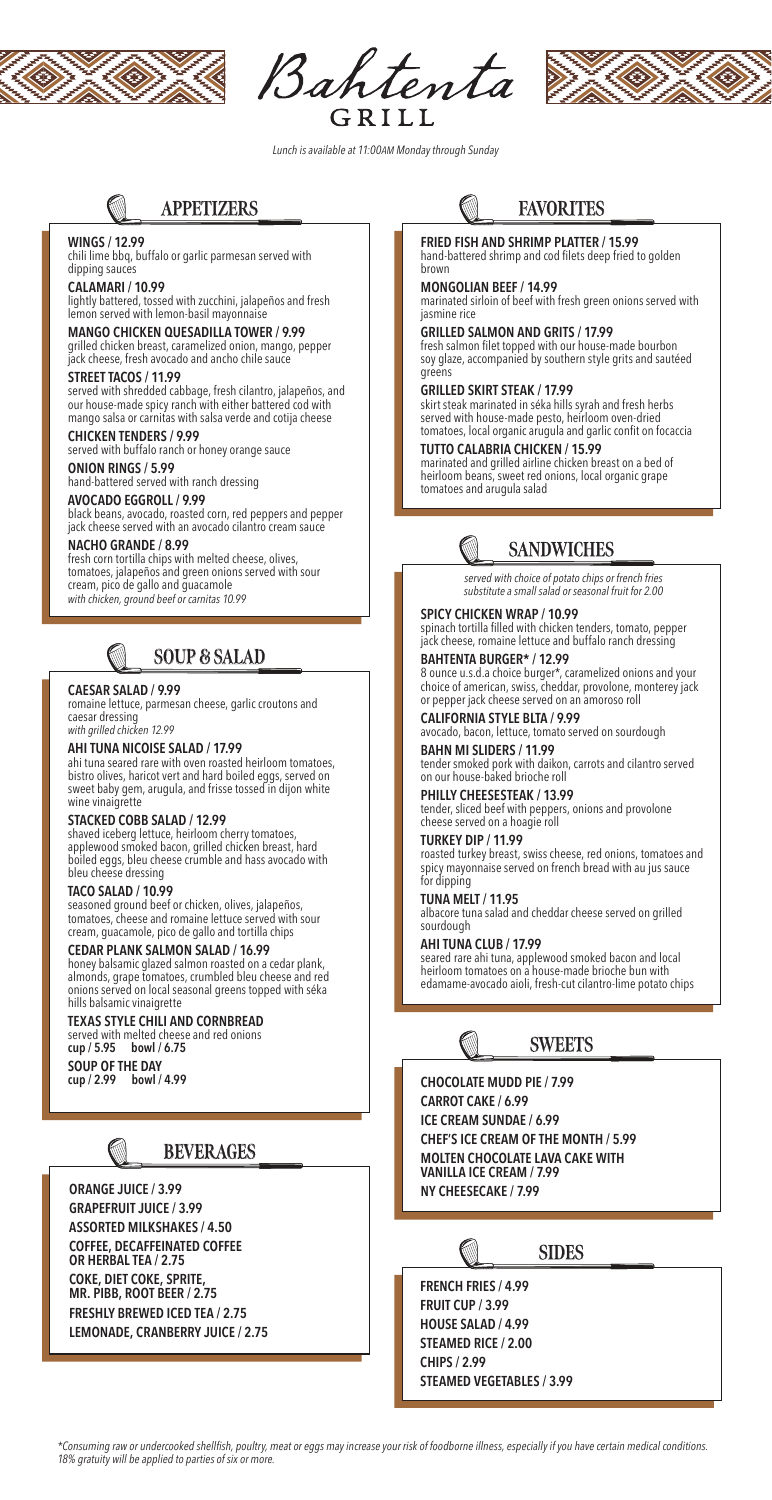# Bahtenta GRILL

*Lunch is available at 11:00AM Monday through Sunday*

## APPETIZERS

**WINGS / 12.99**
chili lime bbq, buffalo or garlic parmesan served with dipping sauces

**CALAMARI / 10.99**
lightly battered, tossed with zucchini, jalapeños and fresh lemon served with lemon-basil mayonnaise

**MANGO CHICKEN QUESADILLA TOWER / 9.99**
grilled chicken breast, caramelized onion, mango, pepper jack cheese, fresh avocado and ancho chile sauce

**STREET TACOS / 11.99**
served with shredded cabbage, fresh cilantro, jalapeños, and our house-made spicy ranch with either battered cod with mango salsa or carnitas with salsa verde and cotija cheese

**CHICKEN TENDERS / 9.99**
served with buffalo ranch or honey orange sauce

**ONION RINGS / 5.99**
hand-battered served with ranch dressing

**AVOCADO EGGROLL / 9.99**
black beans, avocado, roasted corn, red peppers and pepper jack cheese served with an avocado cilantro cream sauce

**NACHO GRANDE / 8.99**
fresh corn tortilla chips with melted cheese, olives, tomatoes, jalapeños and green onions served with sour cream, pico de gallo and guacamole
*with chicken, ground beef or carnitas 10.99*

## SOUP & SALAD

**CAESAR SALAD / 9.99**
romaine lettuce, parmesan cheese, garlic croutons and caesar dressing
*with grilled chicken 12.99*

**AHI TUNA NICOISE SALAD / 17.99**
ahi tuna seared rare with oven roasted heirloom tomatoes, bistro olives, haricot vert and hard boiled eggs, served on sweet baby gem, arugula, and frisse tossed in dijon white wine vinaigrette

**STACKED COBB SALAD / 12.99**
shaved iceberg lettuce, heirloom cherry tomatoes, applewood smoked bacon, grilled chicken breast, hard boiled eggs, bleu cheese crumble and hass avocado with bleu cheese dressing

**TACO SALAD / 10.99**
seasoned ground beef or chicken, olives, jalapeños, tomatoes, cheese and romaine lettuce served with sour cream, guacamole, pico de gallo and tortilla chips

**CEDAR PLANK SALMON SALAD / 16.99**
honey balsamic glazed salmon roasted on a cedar plank, almonds, grape tomatoes, crumbled bleu cheese and red onions served on local seasonal greens topped with séka hills balsamic vinaigrette

**TEXAS STYLE CHILI AND CORNBREAD**
served with melted cheese and red onions
**cup / 5.95 bowl / 6.75**

**SOUP OF THE DAY**
**cup / 2.99 bowl / 4.99**

## BEVERAGES

**ORANGE JUICE / 3.99**
**GRAPEFRUIT JUICE / 3.99**
**ASSORTED MILKSHAKES / 4.50**
**COFFEE, DECAFFEINATED COFFEE OR HERBAL TEA / 2.75**
**COKE, DIET COKE, SPRITE, MR. PIBB, ROOT BEER / 2.75**
**FRESHLY BREWED ICED TEA / 2.75**
**LEMONADE, CRANBERRY JUICE / 2.75**

## FAVORITES

**FRIED FISH AND SHRIMP PLATTER / 15.99**
hand-battered shrimp and cod filets deep fried to golden brown

**MONGOLIAN BEEF / 14.99**
marinated sirloin of beef with fresh green onions served with jasmine rice

**GRILLED SALMON AND GRITS / 17.99**
fresh salmon filet topped with our house-made bourbon soy glaze, accompanied by southern style grits and sautéed greens

**GRILLED SKIRT STEAK / 17.99**
skirt steak marinated in séka hills syrah and fresh herbs served with house-made pesto, heirloom oven-dried tomatoes, local organic arugula and garlic confit on focaccia

**TUTTO CALABRIA CHICKEN / 15.99**
marinated and grilled airline chicken breast on a bed of heirloom beans, sweet red onions, local organic grape tomatoes and arugula salad

## SANDWICHES

*served with choice of potato chips or french fries*
*substitute a small salad or seasonal fruit for 2.00*

**SPICY CHICKEN WRAP / 10.99**
spinach tortilla filled with chicken tenders, tomato, pepper jack cheese, romaine lettuce and buffalo ranch dressing

**BAHTENTA BURGER* / 12.99**
8 ounce u.s.d.a choice burger*, caramelized onions and your choice of american, swiss, cheddar, provolone, monterey jack or pepper jack cheese served on an amoroso roll

**CALIFORNIA STYLE BLTA / 9.99**
avocado, bacon, lettuce, tomato served on sourdough

**BAHN MI SLIDERS / 11.99**
tender smoked pork with daikon, carrots and cilantro served on our house-baked brioche roll

**PHILLY CHEESESTEAK / 13.99**
tender, sliced beef with peppers, onions and provolone cheese served on a hoagie roll

**TURKEY DIP / 11.99**
roasted turkey breast, swiss cheese, red onions, tomatoes and spicy mayonnaise served on french bread with au jus sauce for dipping

**TUNA MELT / 11.95**
albacore tuna salad and cheddar cheese served on grilled sourdough

**AHI TUNA CLUB / 17.99**
seared rare ahi tuna, applewood smoked bacon and local heirloom tomatoes on a house-made brioche bun with edamame-avocado aioli, fresh-cut cilantro-lime potato chips

## SWEETS

**CHOCOLATE MUDD PIE / 7.99**
**CARROT CAKE / 6.99**
**ICE CREAM SUNDAE / 6.99**
**CHEF'S ICE CREAM OF THE MONTH / 5.99**
**MOLTEN CHOCOLATE LAVA CAKE WITH VANILLA ICE CREAM / 7.99**
**NY CHEESECAKE / 7.99**

## SIDES

**FRENCH FRIES / 4.99**
**FRUIT CUP / 3.99**
**HOUSE SALAD / 4.99**
**STEAMED RICE / 2.00**
**CHIPS / 2.99**
**STEAMED VEGETABLES / 3.99**

*\*Consuming raw or undercooked shellfish, poultry, meat or eggs may increase your risk of foodborne illness, especially if you have certain medical conditions. 18% gratuity will be applied to parties of six or more.*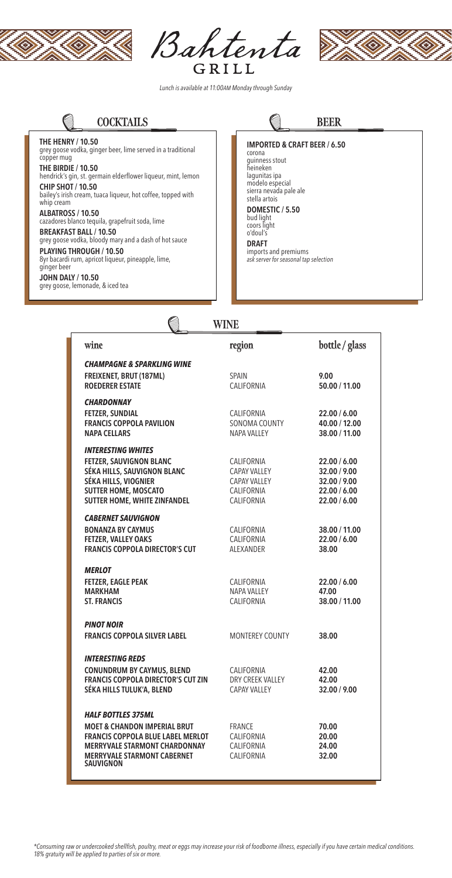# Bahtenta GRILL

*Lunch is available at 11:00AM Monday through Sunday*

## COCKTAILS

**THE HENRY / 10.50**
grey goose vodka, ginger beer, lime served in a traditional copper mug

**THE BIRDIE / 10.50**
hendrick's gin, st. germain elderflower liqueur, mint, lemon

**CHIP SHOT / 10.50**
bailey's irish cream, tuaca liqueur, hot coffee, topped with whip cream

**ALBATROSS / 10.50**
cazadores blanco tequila, grapefruit soda, lime

**BREAKFAST BALL / 10.50**
grey goose vodka, bloody mary and a dash of hot sauce

**PLAYING THROUGH / 10.50**
8yr bacardi rum, apricot liqueur, pineapple, lime, ginger beer

**JOHN DALY / 10.50**
grey goose, lemonade, & iced tea

## BEER

**IMPORTED & CRAFT BEER / 6.50**
corona
guinness stout
heineken
lagunitas ipa
modelo especial
sierra nevada pale ale
stella artois

**DOMESTIC / 5.50**
bud light
coors light
o'doul's

**DRAFT**
imports and premiums
*ask server for seasonal tap selection*

## WINE

| wine | region | bottle / glass |
|---|---|---|
| ***CHAMPAGNE & SPARKLING WINE*** | | |
| **FREIXENET, BRUT (187ML)** | SPAIN | **9.00** |
| **ROEDERER ESTATE** | CALIFORNIA | **50.00 / 11.00** |
| ***CHARDONNAY*** | | |
| **FETZER, SUNDIAL** | CALIFORNIA | **22.00 / 6.00** |
| **FRANCIS COPPOLA PAVILION** | SONOMA COUNTY | **40.00 / 12.00** |
| **NAPA CELLARS** | NAPA VALLEY | **38.00 / 11.00** |
| ***INTERESTING WHITES*** | | |
| **FETZER, SAUVIGNON BLANC** | CALIFORNIA | **22.00 / 6.00** |
| **SÉKA HILLS, SAUVIGNON BLANC** | CAPAY VALLEY | **32.00 / 9.00** |
| **SÉKA HILLS, VIOGNIER** | CAPAY VALLEY | **32.00 / 9.00** |
| **SUTTER HOME, MOSCATO** | CALIFORNIA | **22.00 / 6.00** |
| **SUTTER HOME, WHITE ZINFANDEL** | CALIFORNIA | **22.00 / 6.00** |
| ***CABERNET SAUVIGNON*** | | |
| **BONANZA BY CAYMUS** | CALIFORNIA | **38.00 / 11.00** |
| **FETZER, VALLEY OAKS** | CALIFORNIA | **22.00 / 6.00** |
| **FRANCIS COPPOLA DIRECTOR'S CUT** | ALEXANDER | **38.00** |
| ***MERLOT*** | | |
| **FETZER, EAGLE PEAK** | CALIFORNIA | **22.00 / 6.00** |
| **MARKHAM** | NAPA VALLEY | **47.00** |
| **ST. FRANCIS** | CALIFORNIA | **38.00 / 11.00** |
| ***PINOT NOIR*** | | |
| **FRANCIS COPPOLA SILVER LABEL** | MONTEREY COUNTY | **38.00** |
| ***INTERESTING REDS*** | | |
| **CONUNDRUM BY CAYMUS, BLEND** | CALIFORNIA | **42.00** |
| **FRANCIS COPPOLA DIRECTOR'S CUT ZIN** | DRY CREEK VALLEY | **42.00** |
| **SÉKA HILLS TULUK'A, BLEND** | CAPAY VALLEY | **32.00 / 9.00** |
| ***HALF BOTTLES 375ML*** | | |
| **MOET & CHANDON IMPERIAL BRUT** | FRANCE | **70.00** |
| **FRANCIS COPPOLA BLUE LABEL MERLOT** | CALIFORNIA | **20.00** |
| **MERRYVALE STARMONT CHARDONNAY** | CALIFORNIA | **24.00** |
| **MERRYVALE STARMONT CABERNET SAUVIGNON** | CALIFORNIA | **32.00** |

*\*Consuming raw or undercooked shellfish, poultry, meat or eggs may increase your risk of foodborne illness, especially if you have certain medical conditions. 18% gratuity will be applied to parties of six or more.*